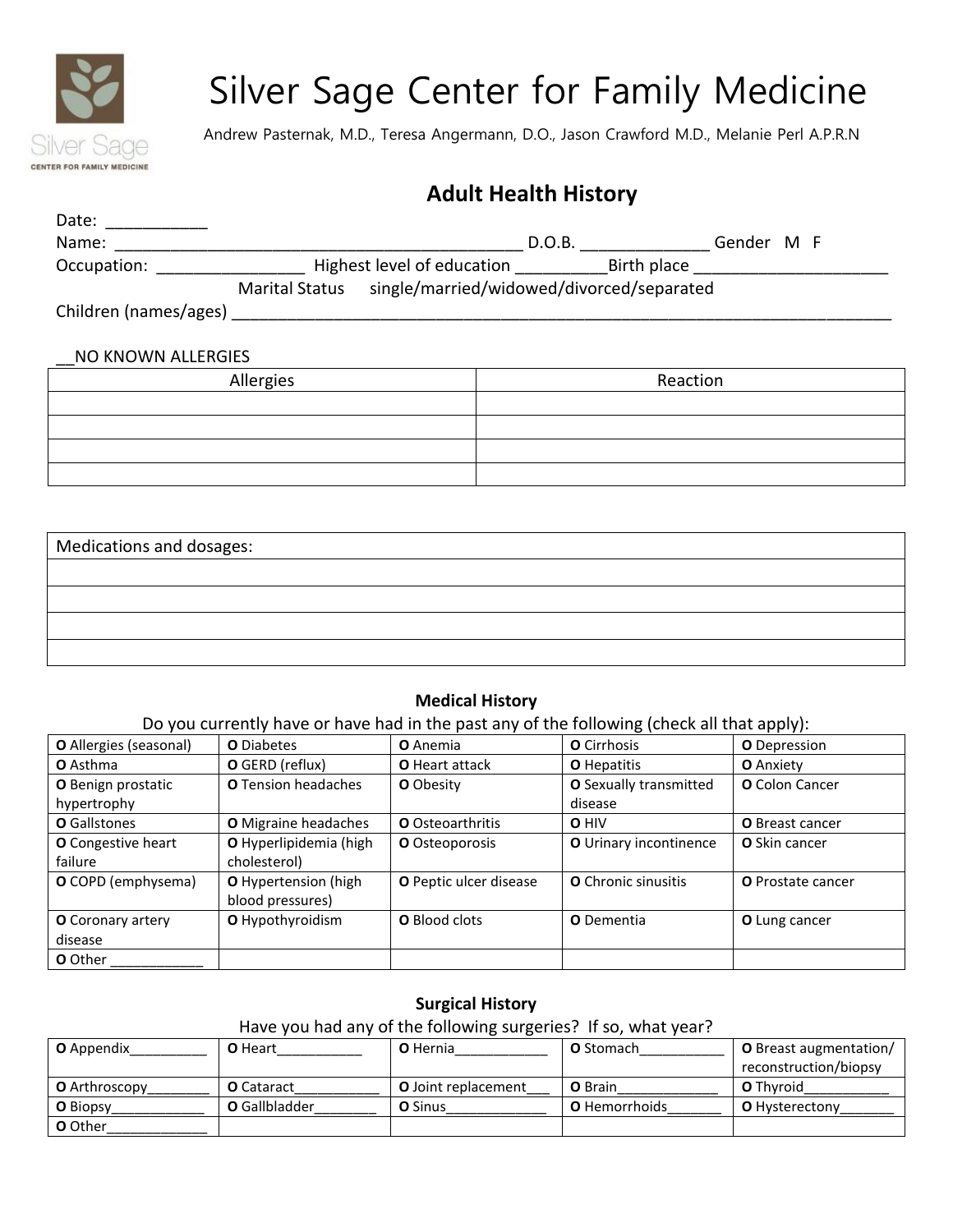# Silver Sage Center for Family Medicine

Andrew Pasternak, M.D., Teresa Angermann, D.O., Jason Crawford M.D., Melanie Perl A.P.R.N

## Adult Health History

Date: ___________

Name: _____________________________________________ D.O.B. ______________ Gender M F

Occupation: ________________ Highest level of education __________Birth place _____________________

Marital Status single/married/widowed/divorced/separated

Children (names/ages) ______________________________________________________________________

__NO KNOWN ALLERGIES

| Allergies | Reaction |
|---|---|
| | |
| | |
| | |
| | |

| Medications and dosages: |
|---|
| |
| |
| |
| |

### Medical History

Do you currently have or have had in the past any of the following (check all that apply):

| | | | | |
|---|---|---|---|---|
| **O** Allergies (seasonal) | **O** Diabetes | **O** Anemia | **O** Cirrhosis | **O** Depression |
| **O** Asthma | **O** GERD (reflux) | **O** Heart attack | **O** Hepatitis | **O** Anxiety |
| **O** Benign prostatic hypertrophy | **O** Tension headaches | **O** Obesity | **O** Sexually transmitted disease | **O** Colon Cancer |
| **O** Gallstones | **O** Migraine headaches | **O** Osteoarthritis | **O** HIV | **O** Breast cancer |
| **O** Congestive heart failure | **O** Hyperlipidemia (high cholesterol) | **O** Osteoporosis | **O** Urinary incontinence | **O** Skin cancer |
| **O** COPD (emphysema) | **O** Hypertension (high blood pressures) | **O** Peptic ulcer disease | **O** Chronic sinusitis | **O** Prostate cancer |
| **O** Coronary artery disease | **O** Hypothyroidism | **O** Blood clots | **O** Dementia | **O** Lung cancer |
| **O** Other ____________ | | | | |

### Surgical History

Have you had any of the following surgeries? If so, what year?

| | | | | |
|---|---|---|---|---|
| **O** Appendix__________ | **O** Heart___________ | **O** Hernia____________ | **O** Stomach___________ | **O** Breast augmentation/ reconstruction/biopsy |
| **O** Arthroscopy________ | **O** Cataract___________ | **O** Joint replacement___ | **O** Brain_____________ | **O** Thyroid___________ |
| **O** Biopsy____________ | **O** Gallbladder________ | **O** Sinus_____________ | **O** Hemorrhoids_______ | **O** Hysterectony_______ |
| **O** Other_____________ | | | | |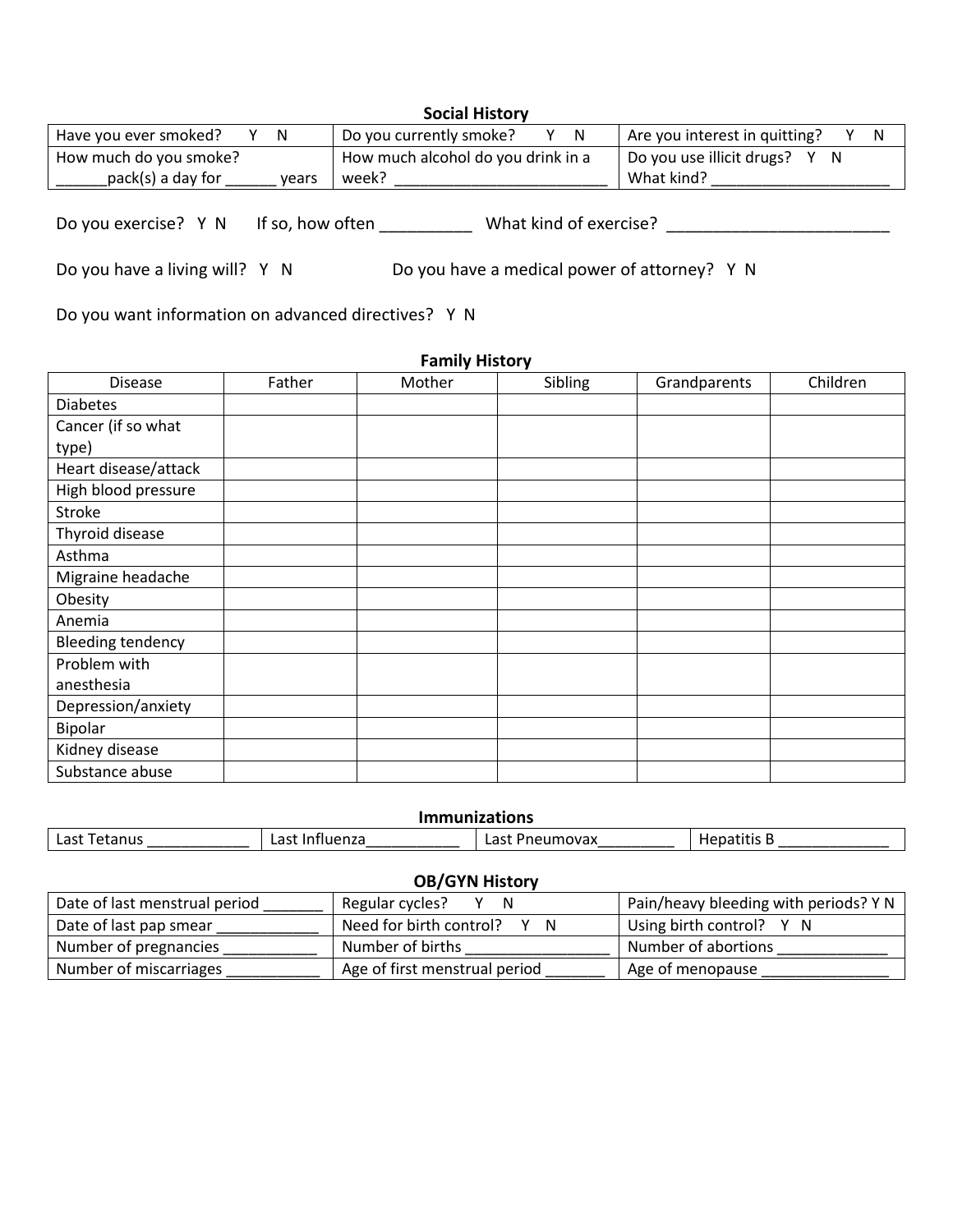## Social History

| | | |
|---|---|---|
| Have you ever smoked? Y N | Do you currently smoke? Y N | Are you interest in quitting? Y N |
| How much do you smoke? ______pack(s) a day for ______ years | How much alcohol do you drink in a week? __________________________ | Do you use illicit drugs? Y N What kind? ______________________ |

Do you exercise? Y N If so, how often __________ What kind of exercise? ________________________

Do you have a living will? Y N Do you have a medical power of attorney? Y N

Do you want information on advanced directives? Y N

## Family History

| Disease | Father | Mother | Sibling | Grandparents | Children |
|---|---|---|---|---|---|
| Diabetes | | | | | |
| Cancer (if so what type) | | | | | |
| Heart disease/attack | | | | | |
| High blood pressure | | | | | |
| Stroke | | | | | |
| Thyroid disease | | | | | |
| Asthma | | | | | |
| Migraine headache | | | | | |
| Obesity | | | | | |
| Anemia | | | | | |
| Bleeding tendency | | | | | |
| Problem with anesthesia | | | | | |
| Depression/anxiety | | | | | |
| Bipolar | | | | | |
| Kidney disease | | | | | |
| Substance abuse | | | | | |

## Immunizations

| | | | |
|---|---|---|---|
| Last Tetanus ____________ | Last Influenza___________ | Last Pneumovax_________ | Hepatitis B _____________ |

## OB/GYN History

| | | |
|---|---|---|
| Date of last menstrual period _______ | Regular cycles? Y N | Pain/heavy bleeding with periods? Y N |
| Date of last pap smear ____________ | Need for birth control? Y N | Using birth control? Y N |
| Number of pregnancies ___________ | Number of births _________________ | Number of abortions _____________ |
| Number of miscarriages ___________ | Age of first menstrual period _______ | Age of menopause _______________ |